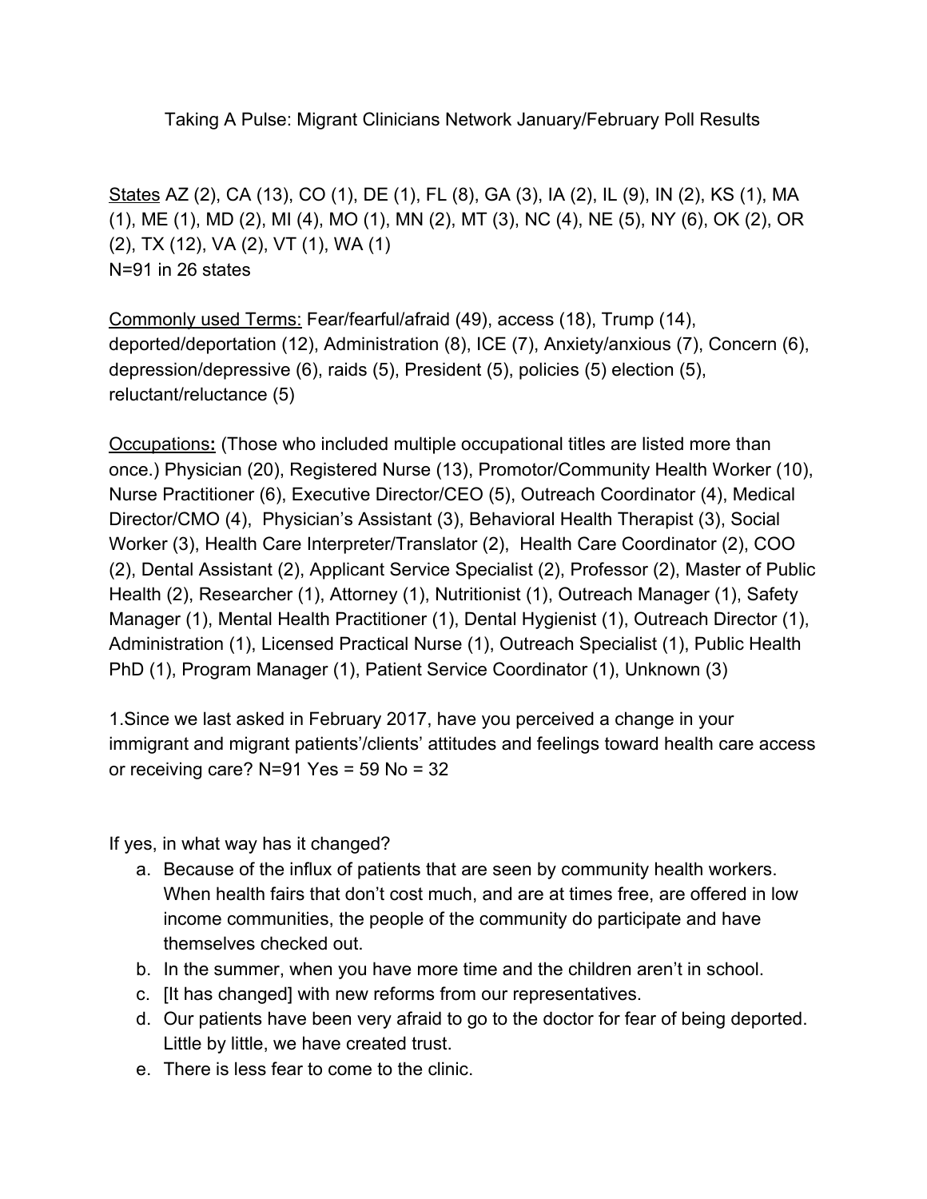# Taking A Pulse: Migrant Clinicians Network January/February Poll Results

States AZ (2), CA (13), CO (1), DE (1), FL (8), GA (3), IA (2), IL (9), IN (2), KS (1), MA (1), ME (1), MD (2), MI (4), MO (1), MN (2), MT (3), NC (4), NE (5), NY (6), OK (2), OR (2), TX (12), VA (2), VT (1), WA (1)
N=91 in 26 states

Commonly used Terms: Fear/fearful/afraid (49), access (18), Trump (14), deported/deportation (12), Administration (8), ICE (7), Anxiety/anxious (7), Concern (6), depression/depressive (6), raids (5), President (5), policies (5) election (5), reluctant/reluctance (5)

**Occupations:** (Those who included multiple occupational titles are listed more than once.) Physician (20), Registered Nurse (13), Promotor/Community Health Worker (10), Nurse Practitioner (6), Executive Director/CEO (5), Outreach Coordinator (4), Medical Director/CMO (4), Physician's Assistant (3), Behavioral Health Therapist (3), Social Worker (3), Health Care Interpreter/Translator (2), Health Care Coordinator (2), COO (2), Dental Assistant (2), Applicant Service Specialist (2), Professor (2), Master of Public Health (2), Researcher (1), Attorney (1), Nutritionist (1), Outreach Manager (1), Safety Manager (1), Mental Health Practitioner (1), Dental Hygienist (1), Outreach Director (1), Administration (1), Licensed Practical Nurse (1), Outreach Specialist (1), Public Health PhD (1), Program Manager (1), Patient Service Coordinator (1), Unknown (3)

1.Since we last asked in February 2017, have you perceived a change in your immigrant and migrant patients'/clients' attitudes and feelings toward health care access or receiving care? N=91 Yes = 59 No = 32

If yes, in what way has it changed?

a. Because of the influx of patients that are seen by community health workers. When health fairs that don't cost much, and are at times free, are offered in low income communities, the people of the community do participate and have themselves checked out.
b. In the summer, when you have more time and the children aren't in school.
c. [It has changed] with new reforms from our representatives.
d. Our patients have been very afraid to go to the doctor for fear of being deported. Little by little, we have created trust.
e. There is less fear to come to the clinic.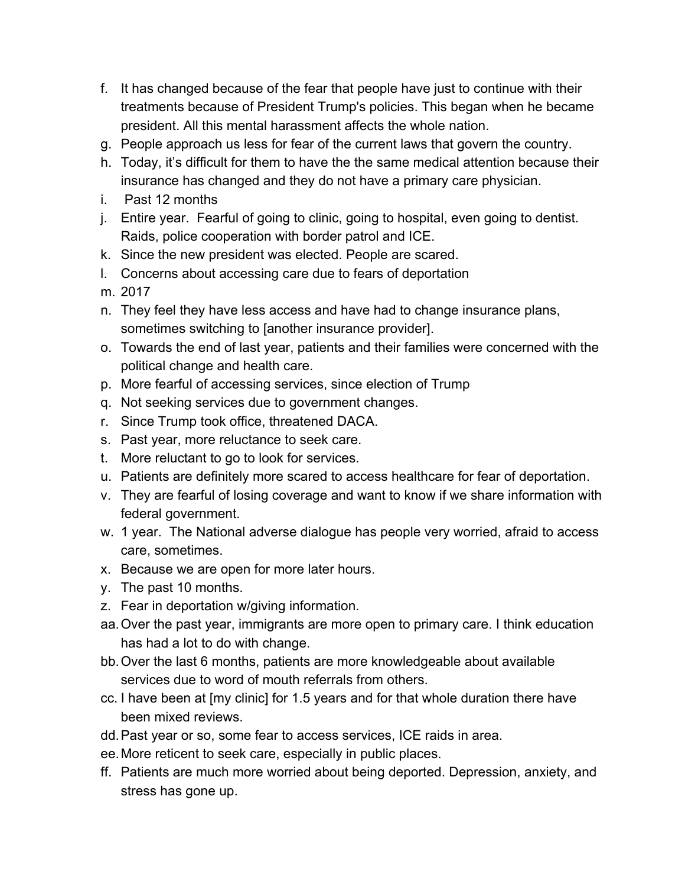f. It has changed because of the fear that people have just to continue with their treatments because of President Trump's policies. This began when he became president. All this mental harassment affects the whole nation.
g. People approach us less for fear of the current laws that govern the country.
h. Today, it's difficult for them to have the the same medical attention because their insurance has changed and they do not have a primary care physician.
i. Past 12 months
j. Entire year. Fearful of going to clinic, going to hospital, even going to dentist. Raids, police cooperation with border patrol and ICE.
k. Since the new president was elected. People are scared.
l. Concerns about accessing care due to fears of deportation
m. 2017
n. They feel they have less access and have had to change insurance plans, sometimes switching to [another insurance provider].
o. Towards the end of last year, patients and their families were concerned with the political change and health care.
p. More fearful of accessing services, since election of Trump
q. Not seeking services due to government changes.
r. Since Trump took office, threatened DACA.
s. Past year, more reluctance to seek care.
t. More reluctant to go to look for services.
u. Patients are definitely more scared to access healthcare for fear of deportation.
v. They are fearful of losing coverage and want to know if we share information with federal government.
w. 1 year. The National adverse dialogue has people very worried, afraid to access care, sometimes.
x. Because we are open for more later hours.
y. The past 10 months.
z. Fear in deportation w/giving information.
aa. Over the past year, immigrants are more open to primary care. I think education has had a lot to do with change.
bb. Over the last 6 months, patients are more knowledgeable about available services due to word of mouth referrals from others.
cc. I have been at [my clinic] for 1.5 years and for that whole duration there have been mixed reviews.
dd. Past year or so, some fear to access services, ICE raids in area.
ee. More reticent to seek care, especially in public places.
ff. Patients are much more worried about being deported. Depression, anxiety, and stress has gone up.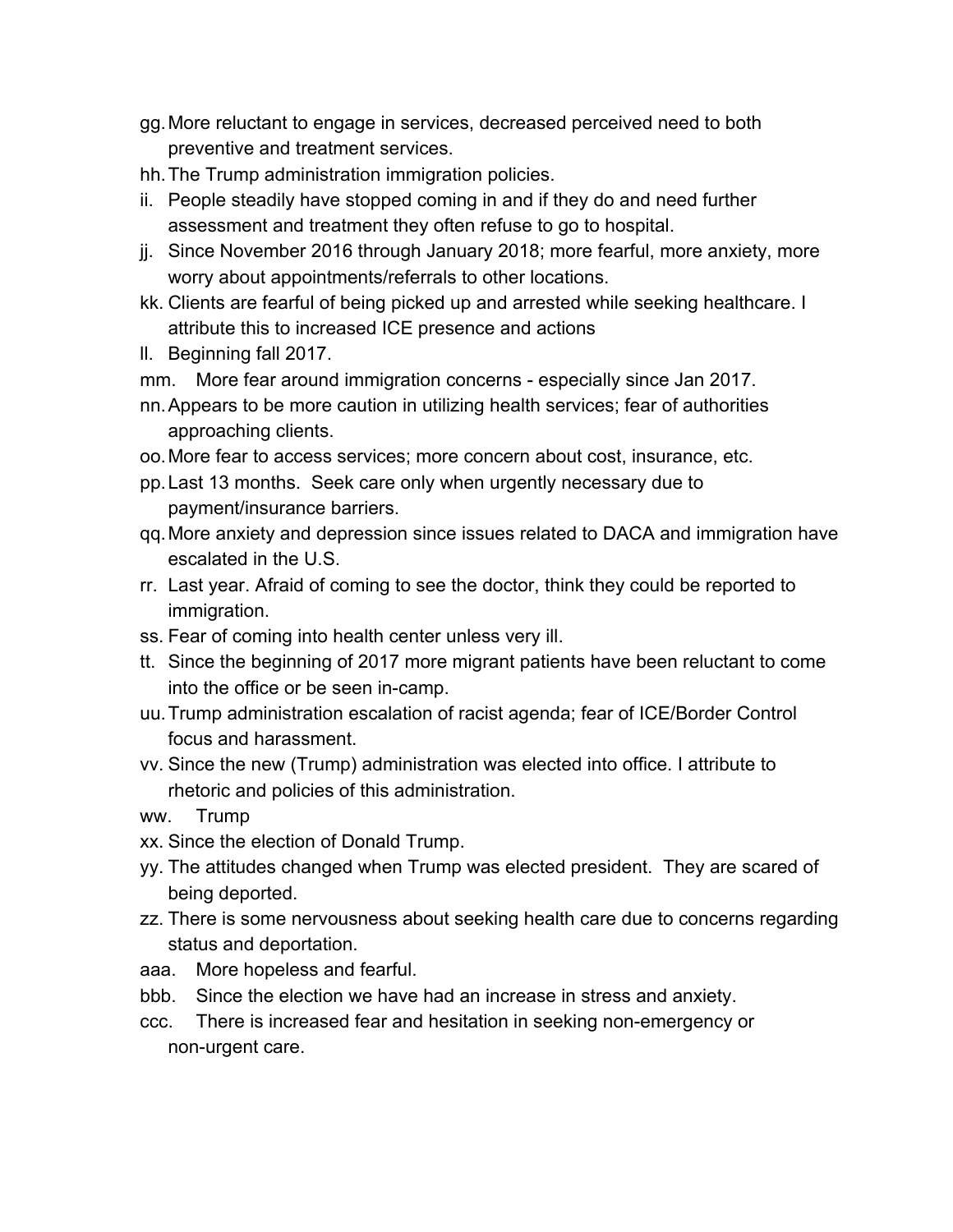gg. More reluctant to engage in services, decreased perceived need to both preventive and treatment services.
hh. The Trump administration immigration policies.
ii. People steadily have stopped coming in and if they do and need further assessment and treatment they often refuse to go to hospital.
jj. Since November 2016 through January 2018; more fearful, more anxiety, more worry about appointments/referrals to other locations.
kk. Clients are fearful of being picked up and arrested while seeking healthcare. I attribute this to increased ICE presence and actions
ll. Beginning fall 2017.
mm. More fear around immigration concerns - especially since Jan 2017.
nn. Appears to be more caution in utilizing health services; fear of authorities approaching clients.
oo. More fear to access services; more concern about cost, insurance, etc.
pp. Last 13 months. Seek care only when urgently necessary due to payment/insurance barriers.
qq. More anxiety and depression since issues related to DACA and immigration have escalated in the U.S.
rr. Last year. Afraid of coming to see the doctor, think they could be reported to immigration.
ss. Fear of coming into health center unless very ill.
tt. Since the beginning of 2017 more migrant patients have been reluctant to come into the office or be seen in-camp.
uu. Trump administration escalation of racist agenda; fear of ICE/Border Control focus and harassment.
vv. Since the new (Trump) administration was elected into office. I attribute to rhetoric and policies of this administration.
ww. Trump
xx. Since the election of Donald Trump.
yy. The attitudes changed when Trump was elected president. They are scared of being deported.
zz. There is some nervousness about seeking health care due to concerns regarding status and deportation.
aaa. More hopeless and fearful.
bbb. Since the election we have had an increase in stress and anxiety.
ccc. There is increased fear and hesitation in seeking non-emergency or non-urgent care.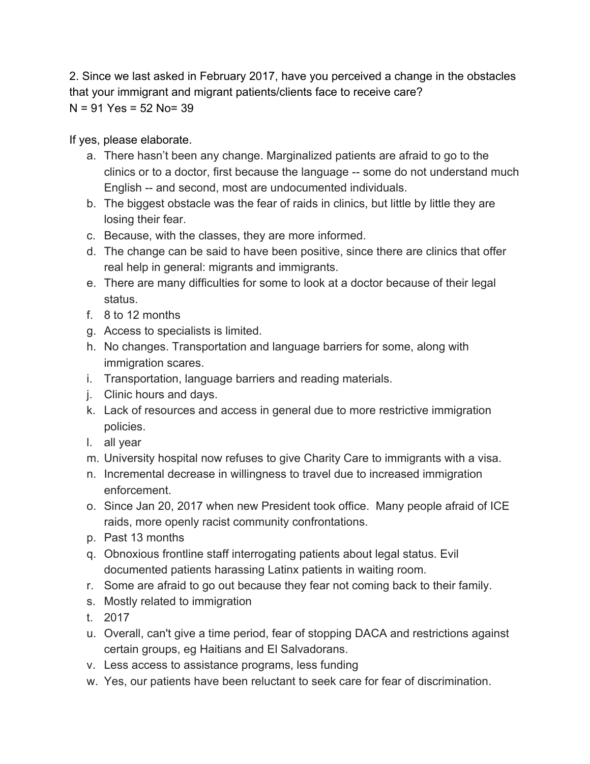2. Since we last asked in February 2017, have you perceived a change in the obstacles that your immigrant and migrant patients/clients face to receive care?
N = 91 Yes = 52 No= 39

If yes, please elaborate.

a. There hasn't been any change. Marginalized patients are afraid to go to the clinics or to a doctor, first because the language -- some do not understand much English -- and second, most are undocumented individuals.
b. The biggest obstacle was the fear of raids in clinics, but little by little they are losing their fear.
c. Because, with the classes, they are more informed.
d. The change can be said to have been positive, since there are clinics that offer real help in general: migrants and immigrants.
e. There are many difficulties for some to look at a doctor because of their legal status.
f. 8 to 12 months
g. Access to specialists is limited.
h. No changes. Transportation and language barriers for some, along with immigration scares.
i. Transportation, language barriers and reading materials.
j. Clinic hours and days.
k. Lack of resources and access in general due to more restrictive immigration policies.
l. all year
m. University hospital now refuses to give Charity Care to immigrants with a visa.
n. Incremental decrease in willingness to travel due to increased immigration enforcement.
o. Since Jan 20, 2017 when new President took office. Many people afraid of ICE raids, more openly racist community confrontations.
p. Past 13 months
q. Obnoxious frontline staff interrogating patients about legal status. Evil documented patients harassing Latinx patients in waiting room.
r. Some are afraid to go out because they fear not coming back to their family.
s. Mostly related to immigration
t. 2017
u. Overall, can't give a time period, fear of stopping DACA and restrictions against certain groups, eg Haitians and El Salvadorans.
v. Less access to assistance programs, less funding
w. Yes, our patients have been reluctant to seek care for fear of discrimination.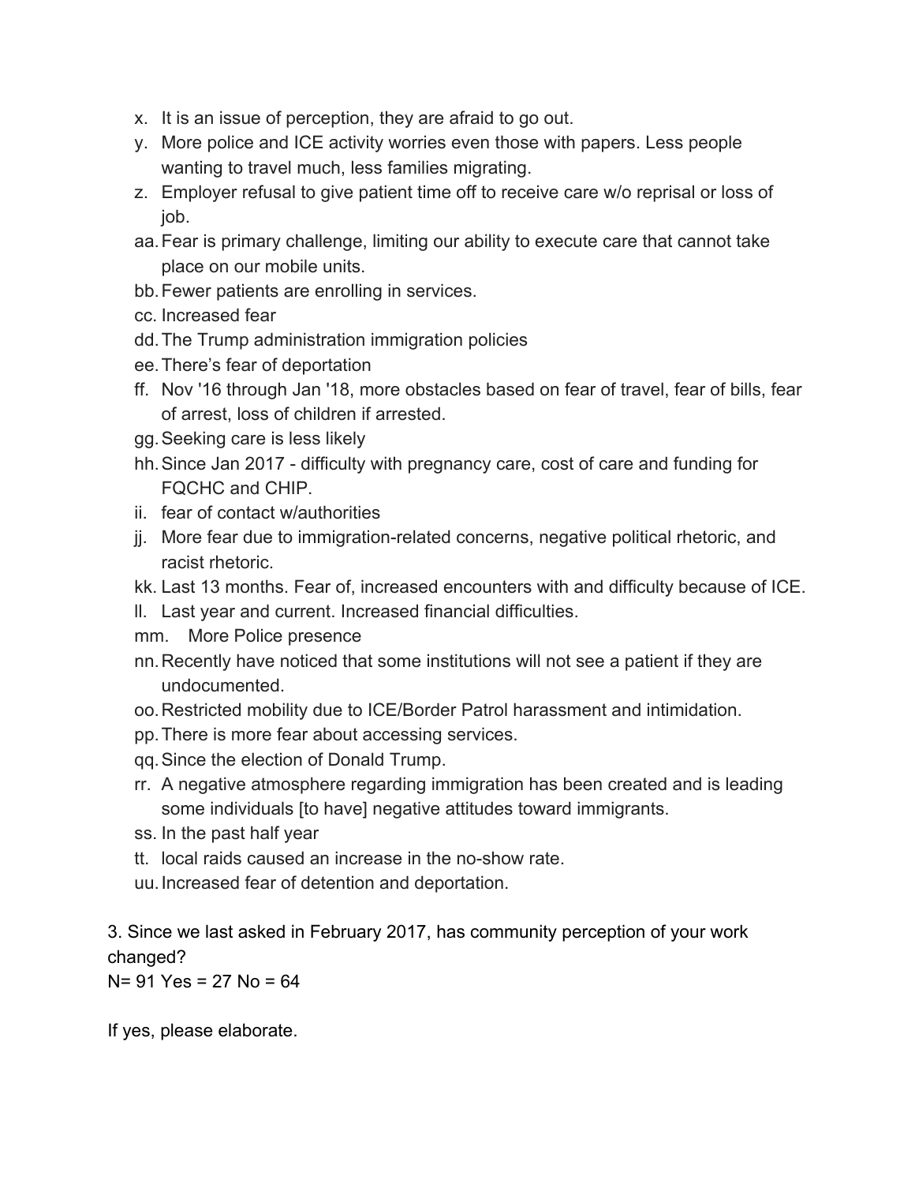x. It is an issue of perception, they are afraid to go out.
y. More police and ICE activity worries even those with papers. Less people wanting to travel much, less families migrating.
z. Employer refusal to give patient time off to receive care w/o reprisal or loss of job.
aa. Fear is primary challenge, limiting our ability to execute care that cannot take place on our mobile units.
bb. Fewer patients are enrolling in services.
cc. Increased fear
dd. The Trump administration immigration policies
ee. There's fear of deportation
ff. Nov '16 through Jan '18, more obstacles based on fear of travel, fear of bills, fear of arrest, loss of children if arrested.
gg. Seeking care is less likely
hh. Since Jan 2017 - difficulty with pregnancy care, cost of care and funding for FQCHC and CHIP.
ii. fear of contact w/authorities
jj. More fear due to immigration-related concerns, negative political rhetoric, and racist rhetoric.
kk. Last 13 months. Fear of, increased encounters with and difficulty because of ICE.
ll. Last year and current. Increased financial difficulties.
mm. More Police presence
nn. Recently have noticed that some institutions will not see a patient if they are undocumented.
oo. Restricted mobility due to ICE/Border Patrol harassment and intimidation.
pp. There is more fear about accessing services.
qq. Since the election of Donald Trump.
rr. A negative atmosphere regarding immigration has been created and is leading some individuals [to have] negative attitudes toward immigrants.
ss. In the past half year
tt. local raids caused an increase in the no-show rate.
uu. Increased fear of detention and deportation.

3. Since we last asked in February 2017, has community perception of your work changed?
N= 91 Yes = 27 No = 64

If yes, please elaborate.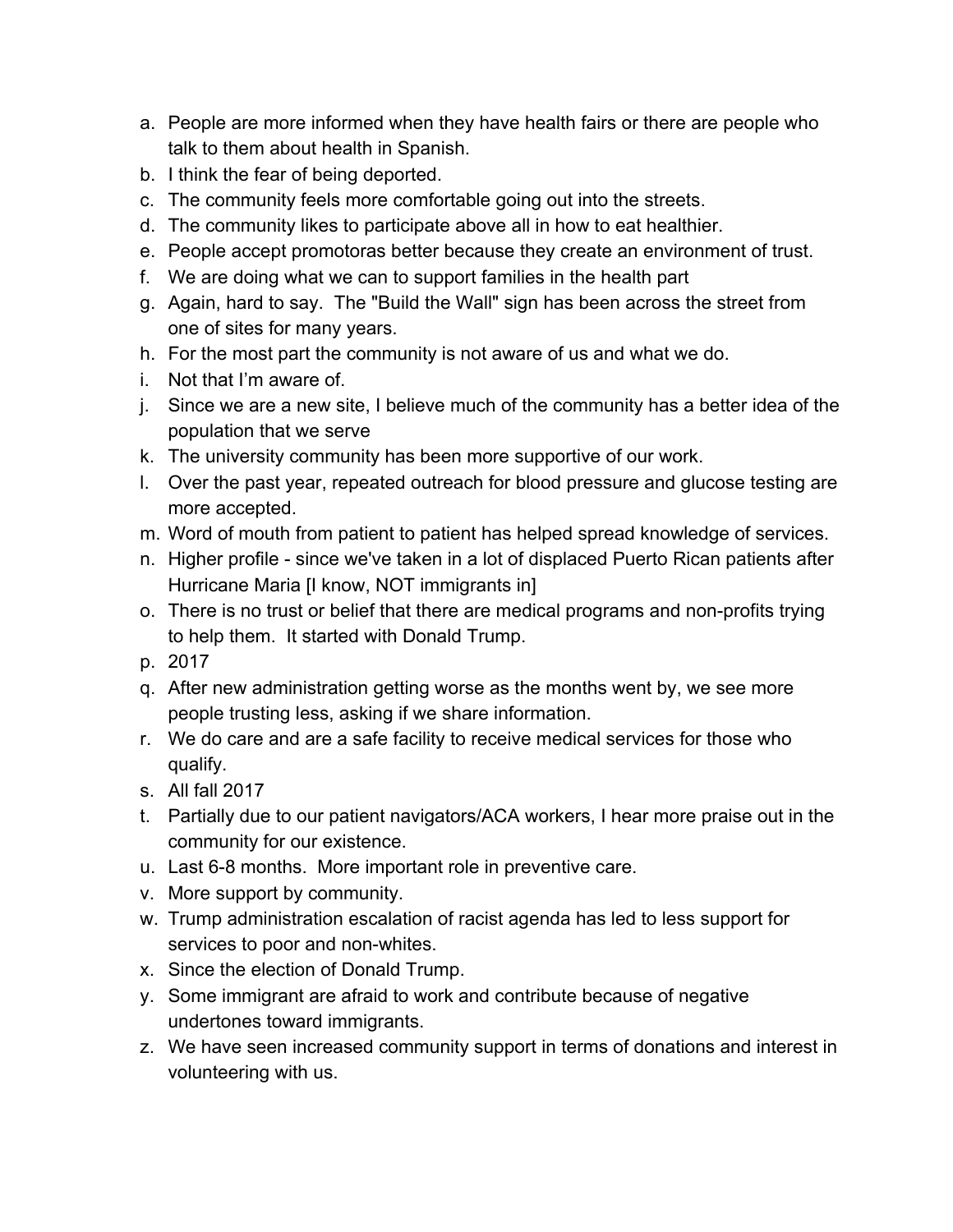a. People are more informed when they have health fairs or there are people who talk to them about health in Spanish.
b. I think the fear of being deported.
c. The community feels more comfortable going out into the streets.
d. The community likes to participate above all in how to eat healthier.
e. People accept promotoras better because they create an environment of trust.
f. We are doing what we can to support families in the health part
g. Again, hard to say. The "Build the Wall" sign has been across the street from one of sites for many years.
h. For the most part the community is not aware of us and what we do.
i. Not that I'm aware of.
j. Since we are a new site, I believe much of the community has a better idea of the population that we serve
k. The university community has been more supportive of our work.
l. Over the past year, repeated outreach for blood pressure and glucose testing are more accepted.
m. Word of mouth from patient to patient has helped spread knowledge of services.
n. Higher profile - since we've taken in a lot of displaced Puerto Rican patients after Hurricane Maria [I know, NOT immigrants in]
o. There is no trust or belief that there are medical programs and non-profits trying to help them. It started with Donald Trump.
p. 2017
q. After new administration getting worse as the months went by, we see more people trusting less, asking if we share information.
r. We do care and are a safe facility to receive medical services for those who qualify.
s. All fall 2017
t. Partially due to our patient navigators/ACA workers, I hear more praise out in the community for our existence.
u. Last 6-8 months. More important role in preventive care.
v. More support by community.
w. Trump administration escalation of racist agenda has led to less support for services to poor and non-whites.
x. Since the election of Donald Trump.
y. Some immigrant are afraid to work and contribute because of negative undertones toward immigrants.
z. We have seen increased community support in terms of donations and interest in volunteering with us.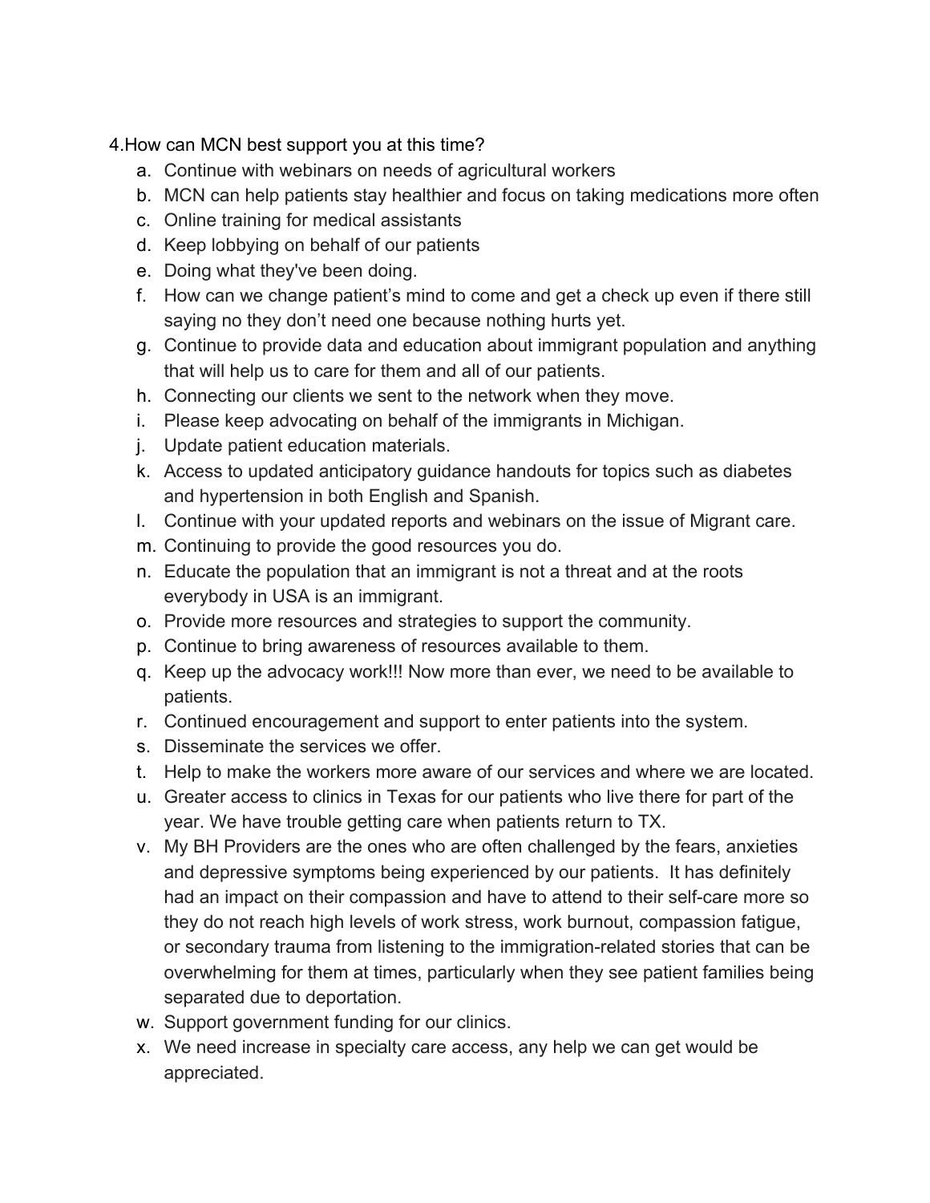4.How can MCN best support you at this time?

a. Continue with webinars on needs of agricultural workers
b. MCN can help patients stay healthier and focus on taking medications more often
c. Online training for medical assistants
d. Keep lobbying on behalf of our patients
e. Doing what they've been doing.
f. How can we change patient's mind to come and get a check up even if there still saying no they don't need one because nothing hurts yet.
g. Continue to provide data and education about immigrant population and anything that will help us to care for them and all of our patients.
h. Connecting our clients we sent to the network when they move.
i. Please keep advocating on behalf of the immigrants in Michigan.
j. Update patient education materials.
k. Access to updated anticipatory guidance handouts for topics such as diabetes and hypertension in both English and Spanish.
l. Continue with your updated reports and webinars on the issue of Migrant care.
m. Continuing to provide the good resources you do.
n. Educate the population that an immigrant is not a threat and at the roots everybody in USA is an immigrant.
o. Provide more resources and strategies to support the community.
p. Continue to bring awareness of resources available to them.
q. Keep up the advocacy work!!! Now more than ever, we need to be available to patients.
r. Continued encouragement and support to enter patients into the system.
s. Disseminate the services we offer.
t. Help to make the workers more aware of our services and where we are located.
u. Greater access to clinics in Texas for our patients who live there for part of the year. We have trouble getting care when patients return to TX.
v. My BH Providers are the ones who are often challenged by the fears, anxieties and depressive symptoms being experienced by our patients. It has definitely had an impact on their compassion and have to attend to their self-care more so they do not reach high levels of work stress, work burnout, compassion fatigue, or secondary trauma from listening to the immigration-related stories that can be overwhelming for them at times, particularly when they see patient families being separated due to deportation.
w. Support government funding for our clinics.
x. We need increase in specialty care access, any help we can get would be appreciated.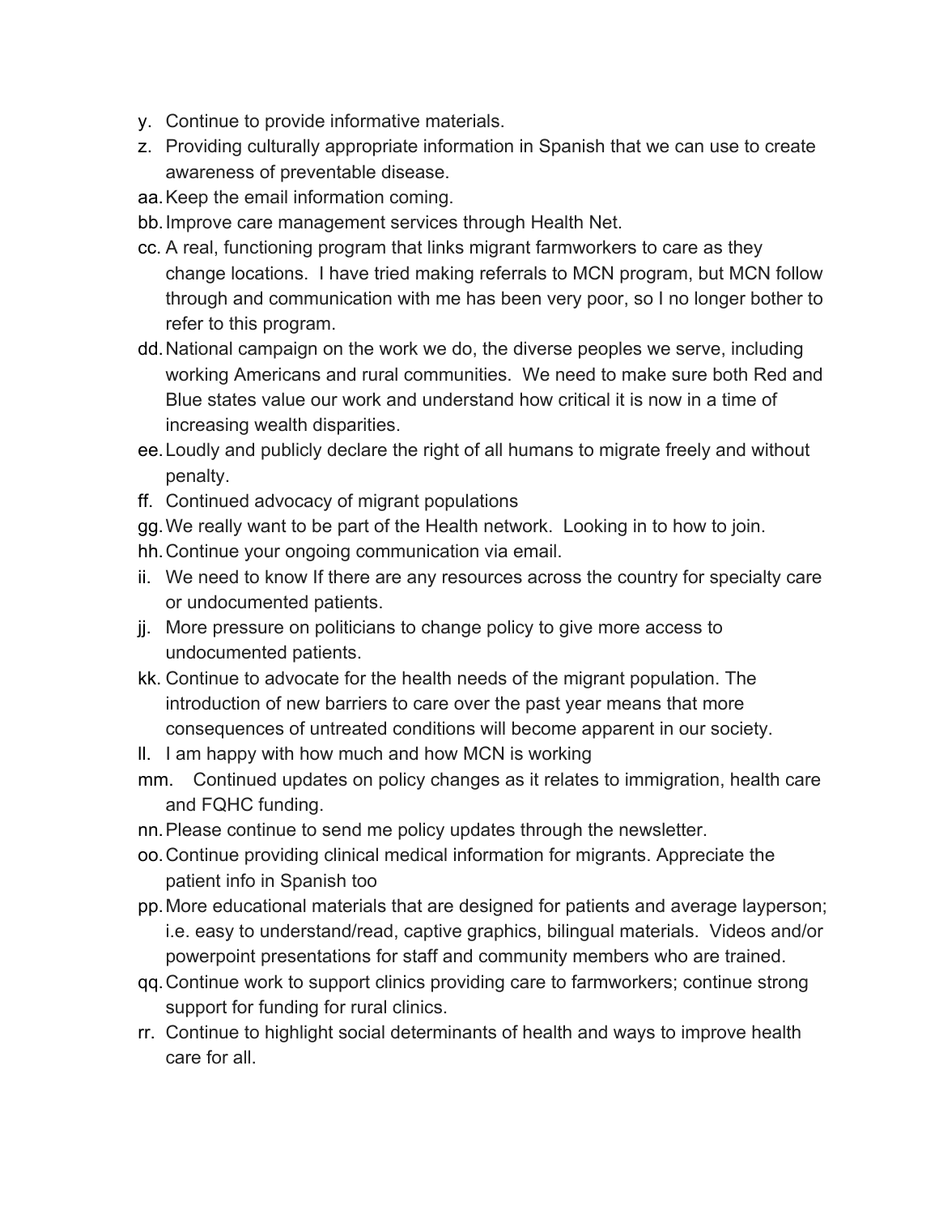y. Continue to provide informative materials.
z. Providing culturally appropriate information in Spanish that we can use to create awareness of preventable disease.
aa. Keep the email information coming.
bb. Improve care management services through Health Net.
cc. A real, functioning program that links migrant farmworkers to care as they change locations. I have tried making referrals to MCN program, but MCN follow through and communication with me has been very poor, so I no longer bother to refer to this program.
dd. National campaign on the work we do, the diverse peoples we serve, including working Americans and rural communities. We need to make sure both Red and Blue states value our work and understand how critical it is now in a time of increasing wealth disparities.
ee. Loudly and publicly declare the right of all humans to migrate freely and without penalty.
ff. Continued advocacy of migrant populations
gg. We really want to be part of the Health network. Looking in to how to join.
hh. Continue your ongoing communication via email.
ii. We need to know If there are any resources across the country for specialty care or undocumented patients.
jj. More pressure on politicians to change policy to give more access to undocumented patients.
kk. Continue to advocate for the health needs of the migrant population. The introduction of new barriers to care over the past year means that more consequences of untreated conditions will become apparent in our society.
ll. I am happy with how much and how MCN is working
mm. Continued updates on policy changes as it relates to immigration, health care and FQHC funding.
nn. Please continue to send me policy updates through the newsletter.
oo. Continue providing clinical medical information for migrants. Appreciate the patient info in Spanish too
pp. More educational materials that are designed for patients and average layperson; i.e. easy to understand/read, captive graphics, bilingual materials. Videos and/or powerpoint presentations for staff and community members who are trained.
qq. Continue work to support clinics providing care to farmworkers; continue strong support for funding for rural clinics.
rr. Continue to highlight social determinants of health and ways to improve health care for all.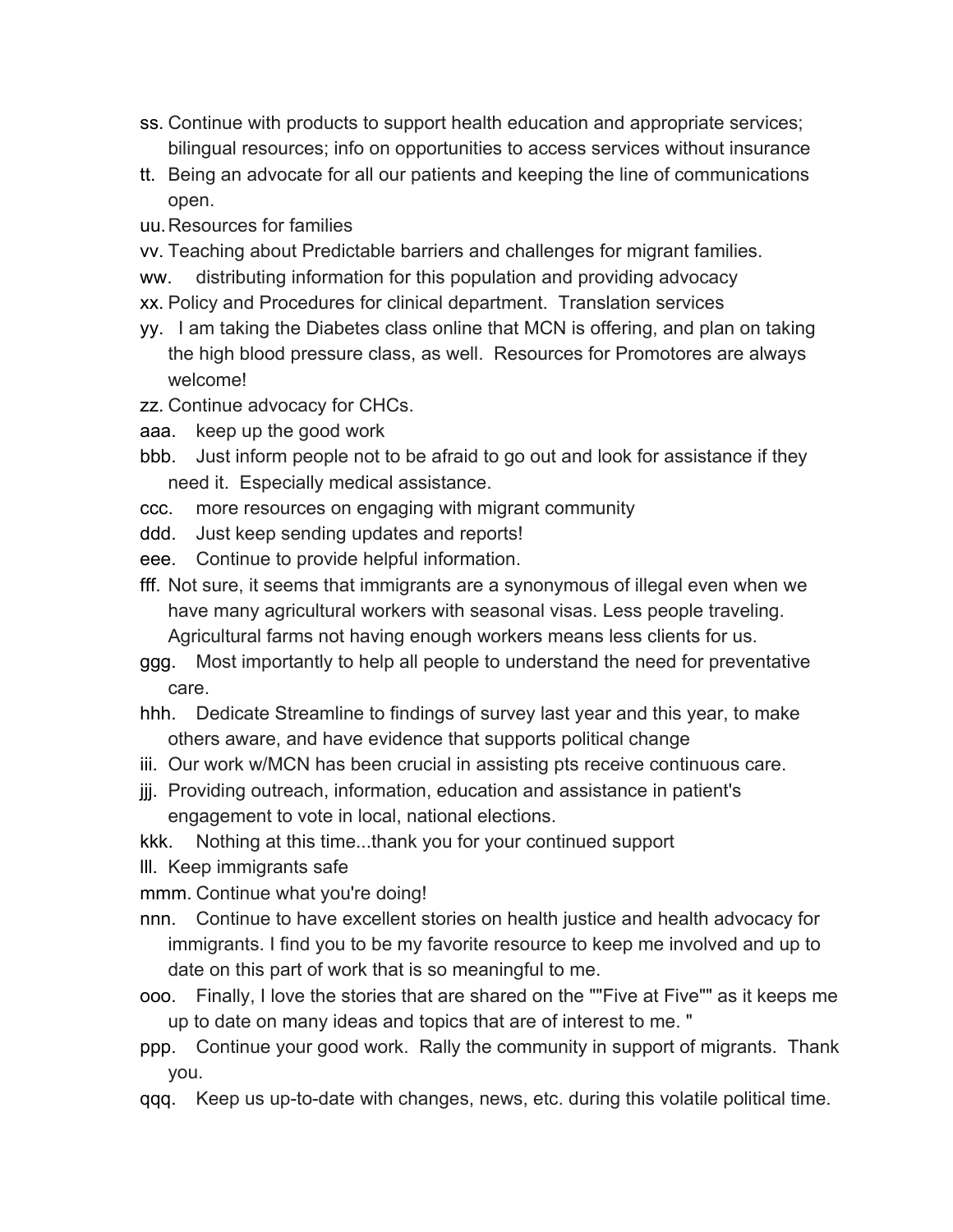ss. Continue with products to support health education and appropriate services; bilingual resources; info on opportunities to access services without insurance
tt. Being an advocate for all our patients and keeping the line of communications open.
uu. Resources for families
vv. Teaching about Predictable barriers and challenges for migrant families.
ww. distributing information for this population and providing advocacy
xx. Policy and Procedures for clinical department. Translation services
yy. I am taking the Diabetes class online that MCN is offering, and plan on taking the high blood pressure class, as well. Resources for Promotores are always welcome!
zz. Continue advocacy for CHCs.
aaa. keep up the good work
bbb. Just inform people not to be afraid to go out and look for assistance if they need it. Especially medical assistance.
ccc. more resources on engaging with migrant community
ddd. Just keep sending updates and reports!
eee. Continue to provide helpful information.
fff. Not sure, it seems that immigrants are a synonymous of illegal even when we have many agricultural workers with seasonal visas. Less people traveling. Agricultural farms not having enough workers means less clients for us.
ggg. Most importantly to help all people to understand the need for preventative care.
hhh. Dedicate Streamline to findings of survey last year and this year, to make others aware, and have evidence that supports political change
iii. Our work w/MCN has been crucial in assisting pts receive continuous care.
jjj. Providing outreach, information, education and assistance in patient's engagement to vote in local, national elections.
kkk. Nothing at this time...thank you for your continued support
lll. Keep immigrants safe
mmm. Continue what you're doing!
nnn. Continue to have excellent stories on health justice and health advocacy for immigrants. I find you to be my favorite resource to keep me involved and up to date on this part of work that is so meaningful to me.
ooo. Finally, I love the stories that are shared on the ""Five at Five"" as it keeps me up to date on many ideas and topics that are of interest to me. "
ppp. Continue your good work. Rally the community in support of migrants. Thank you.
qqq. Keep us up-to-date with changes, news, etc. during this volatile political time.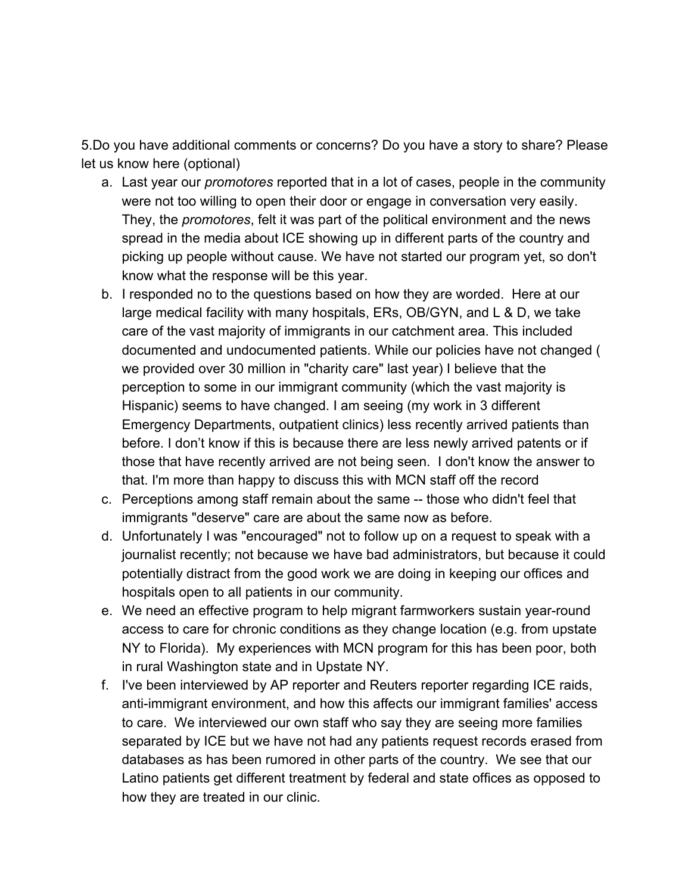5.Do you have additional comments or concerns? Do you have a story to share? Please let us know here (optional)

a. Last year our *promotores* reported that in a lot of cases, people in the community were not too willing to open their door or engage in conversation very easily. They, the *promotores*, felt it was part of the political environment and the news spread in the media about ICE showing up in different parts of the country and picking up people without cause. We have not started our program yet, so don't know what the response will be this year.
b. I responded no to the questions based on how they are worded. Here at our large medical facility with many hospitals, ERs, OB/GYN, and L & D, we take care of the vast majority of immigrants in our catchment area. This included documented and undocumented patients. While our policies have not changed ( we provided over 30 million in "charity care" last year) I believe that the perception to some in our immigrant community (which the vast majority is Hispanic) seems to have changed. I am seeing (my work in 3 different Emergency Departments, outpatient clinics) less recently arrived patients than before. I don't know if this is because there are less newly arrived patents or if those that have recently arrived are not being seen. I don't know the answer to that. I'm more than happy to discuss this with MCN staff off the record
c. Perceptions among staff remain about the same -- those who didn't feel that immigrants "deserve" care are about the same now as before.
d. Unfortunately I was "encouraged" not to follow up on a request to speak with a journalist recently; not because we have bad administrators, but because it could potentially distract from the good work we are doing in keeping our offices and hospitals open to all patients in our community.
e. We need an effective program to help migrant farmworkers sustain year-round access to care for chronic conditions as they change location (e.g. from upstate NY to Florida). My experiences with MCN program for this has been poor, both in rural Washington state and in Upstate NY.
f. I've been interviewed by AP reporter and Reuters reporter regarding ICE raids, anti-immigrant environment, and how this affects our immigrant families' access to care. We interviewed our own staff who say they are seeing more families separated by ICE but we have not had any patients request records erased from databases as has been rumored in other parts of the country. We see that our Latino patients get different treatment by federal and state offices as opposed to how they are treated in our clinic.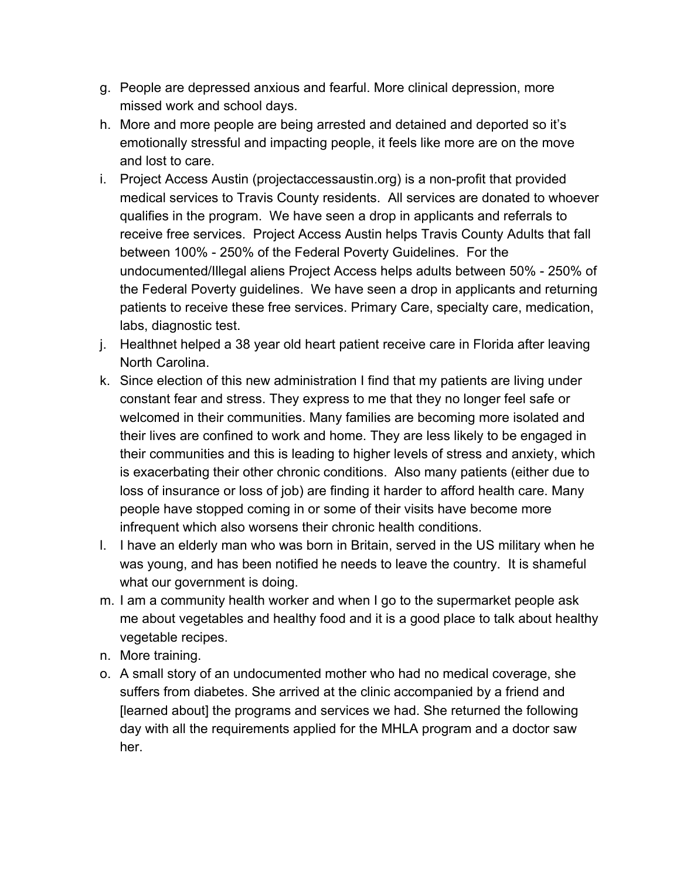g. People are depressed anxious and fearful. More clinical depression, more missed work and school days.
h. More and more people are being arrested and detained and deported so it's emotionally stressful and impacting people, it feels like more are on the move and lost to care.
i. Project Access Austin (projectaccessaustin.org) is a non-profit that provided medical services to Travis County residents. All services are donated to whoever qualifies in the program. We have seen a drop in applicants and referrals to receive free services. Project Access Austin helps Travis County Adults that fall between 100% - 250% of the Federal Poverty Guidelines. For the undocumented/Illegal aliens Project Access helps adults between 50% - 250% of the Federal Poverty guidelines. We have seen a drop in applicants and returning patients to receive these free services. Primary Care, specialty care, medication, labs, diagnostic test.
j. Healthnet helped a 38 year old heart patient receive care in Florida after leaving North Carolina.
k. Since election of this new administration I find that my patients are living under constant fear and stress. They express to me that they no longer feel safe or welcomed in their communities. Many families are becoming more isolated and their lives are confined to work and home. They are less likely to be engaged in their communities and this is leading to higher levels of stress and anxiety, which is exacerbating their other chronic conditions. Also many patients (either due to loss of insurance or loss of job) are finding it harder to afford health care. Many people have stopped coming in or some of their visits have become more infrequent which also worsens their chronic health conditions.
l. I have an elderly man who was born in Britain, served in the US military when he was young, and has been notified he needs to leave the country. It is shameful what our government is doing.
m. I am a community health worker and when I go to the supermarket people ask me about vegetables and healthy food and it is a good place to talk about healthy vegetable recipes.
n. More training.
o. A small story of an undocumented mother who had no medical coverage, she suffers from diabetes. She arrived at the clinic accompanied by a friend and [learned about] the programs and services we had. She returned the following day with all the requirements applied for the MHLA program and a doctor saw her.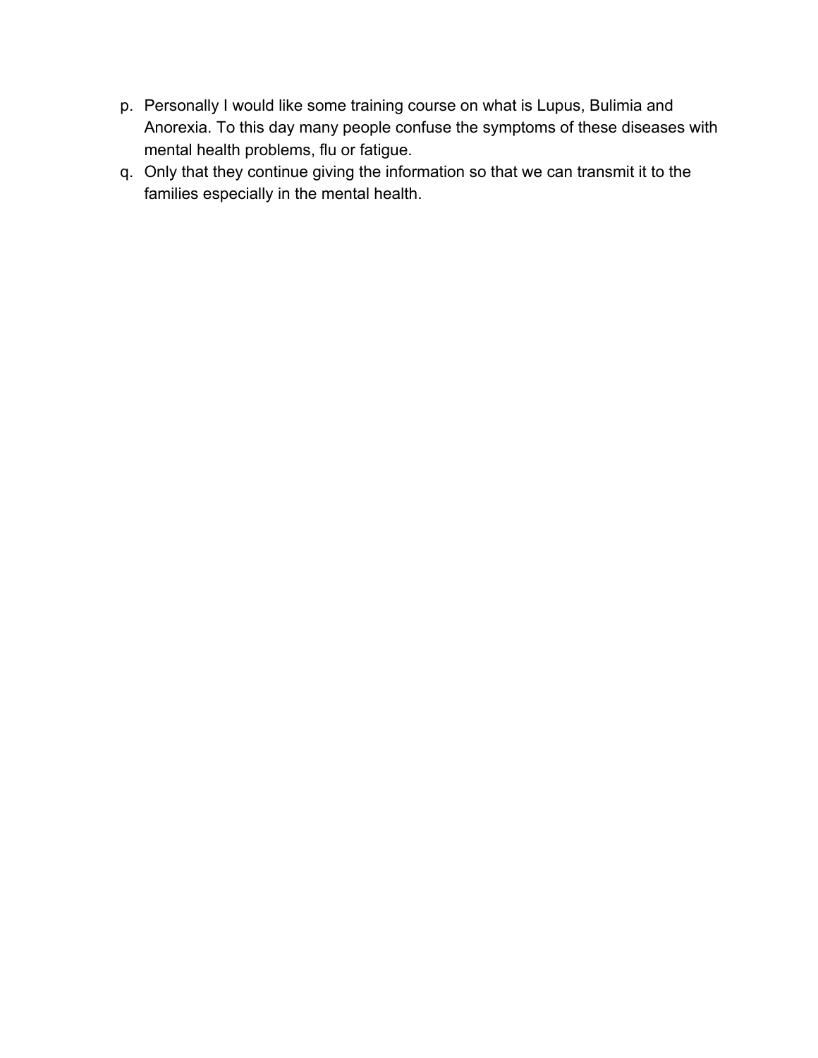p. Personally I would like some training course on what is Lupus, Bulimia and Anorexia. To this day many people confuse the symptoms of these diseases with mental health problems, flu or fatigue.

q. Only that they continue giving the information so that we can transmit it to the families especially in the mental health.